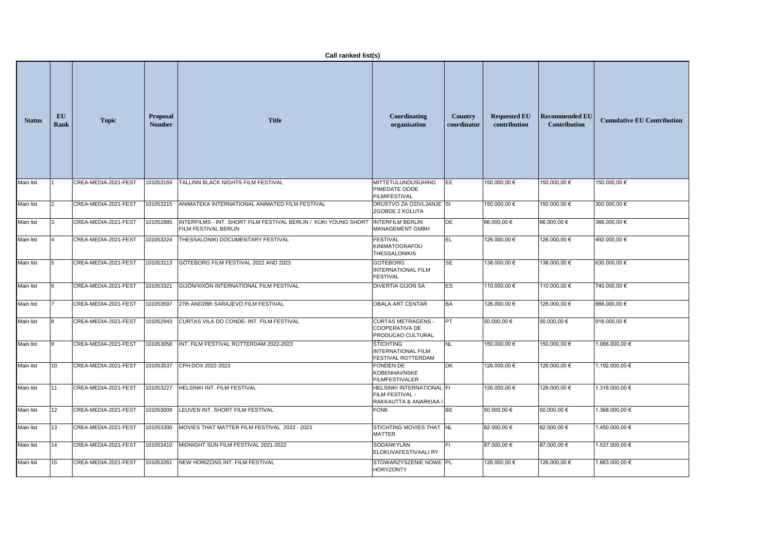**Call ranked list(s)**

| Status | EU Rank | Topic | Proposal Number | Title | Coordinating organisation | Country coordinator | Requested EU contribution | Recommended EU Contribution | Cumulative EU Contribution |
|---|---|---|---|---|---|---|---|---|---|
| Main list | 1 | CREA-MEDIA-2021-FEST | 101053169 | TALLINN BLACK NIGHTS FILM FESTIVAL | MITTETULUNDUSUHING PIMEDATE OODE FILMIFESTIVAL | EE | 150.000,00 € | 150.000,00 € | 150.000,00 € |
| Main list | 2 | CREA-MEDIA-2021-FEST | 101053215 | ANIMATEKA INTERNATIONAL ANIMATED FILM FESTIVAL | DRUSTVO ZA OZIVLJANJE ZGOBDE 2 KOLUTA | SI | 150.000,00 € | 150.000,00 € | 300.000,00 € |
| Main list | 3 | CREA-MEDIA-2021-FEST | 101052885 | INTERFILMS - INT. SHORT FILM FESTIVAL BERLIN / KUKI YOUNG SHORT FILM FESTIVAL BERLIN | INTERFILM BERLIN MANAGEMENT GMBH | DE | 66.000,00 € | 66.000,00 € | 366.000,00 € |
| Main list | 4 | CREA-MEDIA-2021-FEST | 101053224 | THESSALONIKI DOCUMENTARY FESTIVAL | FESTIVAL KINIMATOGRAFOU THESSALONIKIS | EL | 126.000,00 € | 126.000,00 € | 492.000,00 € |
| Main list | 5 | CREA-MEDIA-2021-FEST | 101053113 | GÖTEBORG FILM FESTIVAL 2022 AND 2023 | GOTEBORG INTERNATIONAL FILM FESTIVAL | SE | 138.000,00 € | 138.000,00 € | 630.000,00 € |
| Main list | 6 | CREA-MEDIA-2021-FEST | 101053321 | GIJÓN/XIXÓN INTERNATIONAL FILM FESTIVAL | DIVERTIA GIJON SA | ES | 110.000,00 € | 110.000,00 € | 740.000,00 € |
| Main list | 7 | CREA-MEDIA-2021-FEST | 101053597 | 27th AND28th SARAJEVO FILM FESTIVAL | OBALA ART CENTAR | BA | 126.000,00 € | 126.000,00 € | 866.000,00 € |
| Main list | 8 | CREA-MEDIA-2021-FEST | 101052943 | CURTAS VILA DO CONDE- INT. FILM FESTIVAL | CURTAS METRAGENS - COOPERATIVA DE PRODUCAO CULTURAL | PT | 50.000,00 € | 50.000,00 € | 916.000,00 € |
| Main list | 9 | CREA-MEDIA-2021-FEST | 101053058 | INT. FILM FESTIVAL ROTTERDAM 2022-2023 | STICHTING INTERNATIONAL FILM FESTIVAL ROTTERDAM | NL | 150.000,00 € | 150.000,00 € | 1.066.000,00 € |
| Main list | 10 | CREA-MEDIA-2021-FEST | 101053537 | CPH:DOX 2022-2023 | FONDEN DE KOBENHAVNSKE FILMFESTIVALER | DK | 126.000,00 € | 126.000,00 € | 1.192.000,00 € |
| Main list | 11 | CREA-MEDIA-2021-FEST | 101053227 | HELSINKI INT. FILM FESTIVAL | HELSINKI INTERNATIONAL FILM FESTIVAL - RAKKAUTTA & ANARKIAA / | FI | 126.000,00 € | 126.000,00 € | 1.318.000,00 € |
| Main list | 12 | CREA-MEDIA-2021-FEST | 101053009 | LEUVEN INT. SHORT FILM FESTIVAL | FONK | BE | 50.000,00 € | 50.000,00 € | 1.368.000,00 € |
| Main list | 13 | CREA-MEDIA-2021-FEST | 101053300 | MOVIES THAT MATTER FILM FESTIVAL 2022 - 2023 | STICHTING MOVIES THAT MATTER | NL | 82.000,00 € | 82.000,00 € | 1.450.000,00 € |
| Main list | 14 | CREA-MEDIA-2021-FEST | 101053410 | MIDNIGHT SUN FILM FESTIVAL 2021-2022 | SODANKYLÄN ELOKUVAFESTIVAALI RY | FI | 87.000,00 € | 87.000,00 € | 1.537.000,00 € |
| Main list | 15 | CREA-MEDIA-2021-FEST | 101053261 | NEW HORIZONS INT. FILM FESTIVAL | STOWARZYSZENIE NOWE HORYZONTY | PL | 126.000,00 € | 126.000,00 € | 1.663.000,00 € |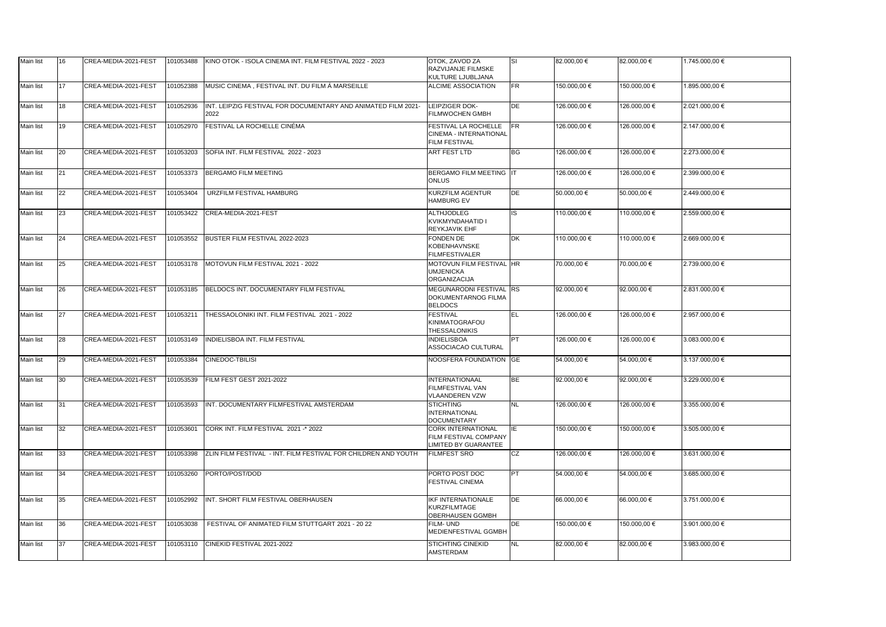| Main list | 16 | CREA-MEDIA-2021-FEST | 101053488 | KINO OTOK - ISOLA CINEMA INT. FILM FESTIVAL 2022 - 2023 | OTOK, ZAVOD ZA RAZVIJANJE FILMSKE KULTURE LJUBLJANA | SI | 82.000,00 € | 82.000,00 € | 1.745.000,00 € |
|---|---|---|---|---|---|---|---|---|---|
| Main list | 17 | CREA-MEDIA-2021-FEST | 101052388 | MUSIC CINEMA , FESTIVAL INT. DU FILM Á MARSEILLE | ALCIME ASSOCIATION | FR | 150.000,00 € | 150.000,00 € | 1.895.000,00 € |
| Main list | 18 | CREA-MEDIA-2021-FEST | 101052936 | INT. LEIPZIG FESTIVAL FOR DOCUMENTARY AND ANIMATED FILM 2021-2022 | LEIPZIGER DOK-FILMWOCHEN GMBH | DE | 126.000,00 € | 126.000,00 € | 2.021.000,00 € |
| Main list | 19 | CREA-MEDIA-2021-FEST | 101052970 | FESTIVAL LA ROCHELLE CINÉMA | FESTIVAL LA ROCHELLE CINEMA - INTERNATIONAL FILM FESTIVAL | FR | 126.000,00 € | 126.000,00 € | 2.147.000,00 € |
| Main list | 20 | CREA-MEDIA-2021-FEST | 101053203 | SOFIA INT. FILM FESTIVAL 2022 - 2023 | ART FEST LTD | BG | 126.000,00 € | 126.000,00 € | 2.273.000,00 € |
| Main list | 21 | CREA-MEDIA-2021-FEST | 101053373 | BERGAMO FILM MEETING | BERGAMO FILM MEETING ONLUS | IT | 126.000,00 € | 126.000,00 € | 2.399.000,00 € |
| Main list | 22 | CREA-MEDIA-2021-FEST | 101053404 | URZFILM FESTIVAL HAMBURG | KURZFILM AGENTUR HAMBURG EV | DE | 50.000,00 € | 50.000,00 € | 2.449.000,00 € |
| Main list | 23 | CREA-MEDIA-2021-FEST | 101053422 | CREA-MEDIA-2021-FEST | ALTHJODLEG KVIKMYNDAHATID I REYKJAVIK EHF | IS | 110.000,00 € | 110.000,00 € | 2.559.000,00 € |
| Main list | 24 | CREA-MEDIA-2021-FEST | 101053552 | BUSTER FILM FESTIVAL 2022-2023 | FONDEN DE KOBENHAVNSKE FILMFESTIVALER | DK | 110.000,00 € | 110.000,00 € | 2.669.000,00 € |
| Main list | 25 | CREA-MEDIA-2021-FEST | 101053178 | MOTOVUN FILM FESTIVAL 2021 - 2022 | MOTOVUN FILM FESTIVAL UMJENICKA ORGANIZACIJA | HR | 70.000,00 € | 70.000,00 € | 2.739.000,00 € |
| Main list | 26 | CREA-MEDIA-2021-FEST | 101053185 | BELDOCS INT. DOCUMENTARY FILM FESTIVAL | MEGUNARODNI FESTIVAL DOKUMENTARNOG FILMA BELDOCS | RS | 92.000,00 € | 92.000,00 € | 2.831.000,00 € |
| Main list | 27 | CREA-MEDIA-2021-FEST | 101053211 | THESSAOLONIKI INT. FILM FESTIVAL 2021 - 2022 | FESTIVAL KINIMATOGRAFOU THESSALONIKIS | EL | 126.000,00 € | 126.000,00 € | 2.957.000,00 € |
| Main list | 28 | CREA-MEDIA-2021-FEST | 101053149 | INDIELISBOA INT. FILM FESTIVAL | INDIELISBOA ASSOCIACAO CULTURAL | PT | 126.000,00 € | 126.000,00 € | 3.083.000,00 € |
| Main list | 29 | CREA-MEDIA-2021-FEST | 101053384 | CINEDOC-TBILISI | NOOSFERA FOUNDATION | GE | 54.000,00 € | 54.000,00 € | 3.137.000,00 € |
| Main list | 30 | CREA-MEDIA-2021-FEST | 101053539 | FILM FEST GEST 2021-2022 | INTERNATIONAAL FILMFESTIVAL VAN VLAANDEREN VZW | BE | 92.000,00 € | 92.000,00 € | 3.229.000,00 € |
| Main list | 31 | CREA-MEDIA-2021-FEST | 101053593 | INT. DOCUMENTARY FILMFESTIVAL AMSTERDAM | STICHTING INTERNATIONAL DOCUMENTARY | NL | 126.000,00 € | 126.000,00 € | 3.355.000,00 € |
| Main list | 32 | CREA-MEDIA-2021-FEST | 101053601 | CORK INT. FILM FESTIVAL 2021 -* 2022 | CORK INTERNATIONAL FILM FESTIVAL COMPANY LIMITED BY GUARANTEE | IE | 150.000,00 € | 150.000,00 € | 3.505.000,00 € |
| Main list | 33 | CREA-MEDIA-2021-FEST | 101053398 | ZLIN FILM FESTIVAL - INT. FILM FESTIVAL FOR CHILDREN AND YOUTH | FILMFEST SRO | CZ | 126.000,00 € | 126.000,00 € | 3.631.000,00 € |
| Main list | 34 | CREA-MEDIA-2021-FEST | 101053260 | PORTO/POST/DOD | PORTO POST DOC FESTIVAL CINEMA | PT | 54.000,00 € | 54.000,00 € | 3.685.000,00 € |
| Main list | 35 | CREA-MEDIA-2021-FEST | 101052992 | INT. SHORT FILM FESTIVAL OBERHAUSEN | IKF INTERNATIONALE KURZFILMTAGE OBERHAUSEN GGMBH | DE | 66.000,00 € | 66.000,00 € | 3.751.000,00 € |
| Main list | 36 | CREA-MEDIA-2021-FEST | 101053038 | FESTIVAL OF ANIMATED FILM STUTTGART 2021 - 20 22 | FILM- UND MEDIENFESTIVAL GGMBH | DE | 150.000,00 € | 150.000,00 € | 3.901.000,00 € |
| Main list | 37 | CREA-MEDIA-2021-FEST | 101053110 | CINEKID FESTIVAL 2021-2022 | STICHTING CINEKID AMSTERDAM | NL | 82.000,00 € | 82.000,00 € | 3.983.000,00 € |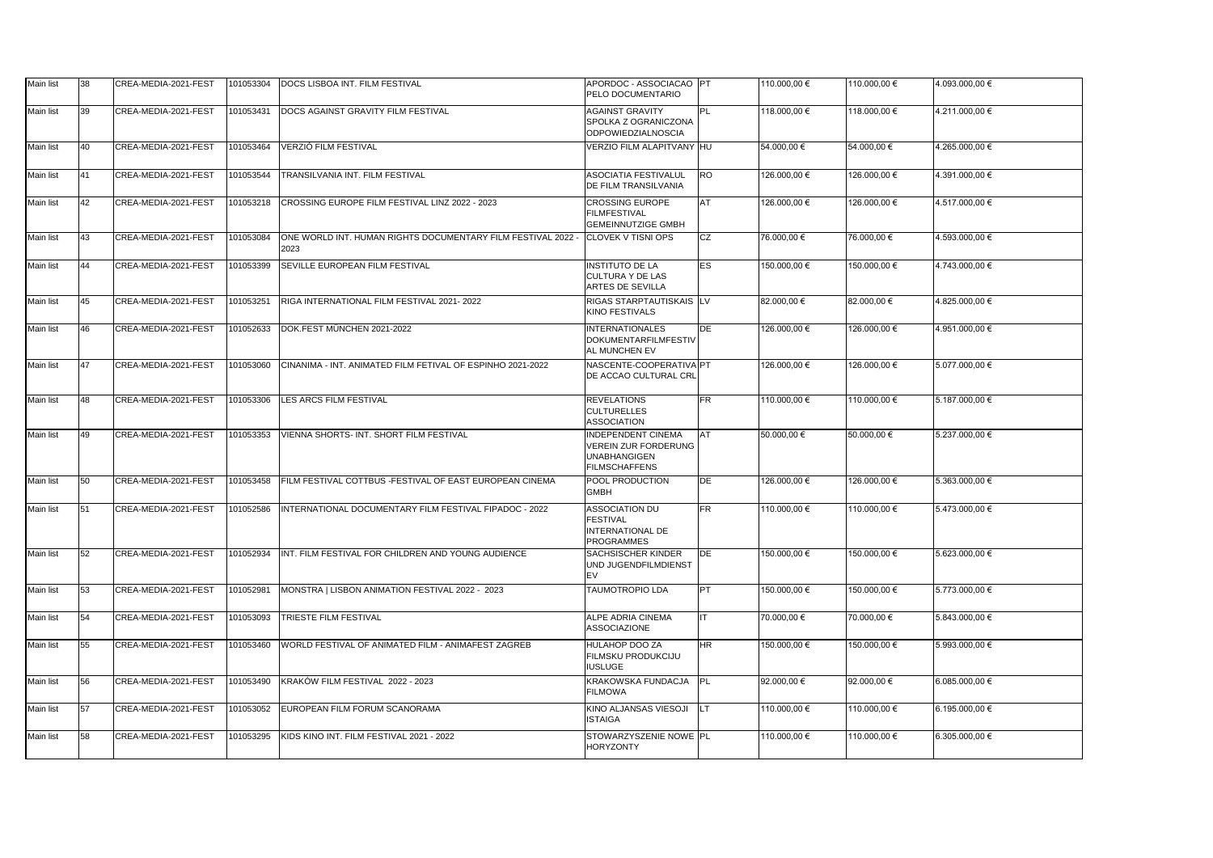| Main list | 38 | CREA-MEDIA-2021-FEST | 101053304 | DOCS LISBOA INT. FILM FESTIVAL | APORDOC - ASSOCIACAO PELO DOCUMENTARIO | PT | 110.000,00 € | 110.000,00 € | 4.093.000,00 € |
|---|---|---|---|---|---|---|---|---|---|
| Main list | 39 | CREA-MEDIA-2021-FEST | 101053431 | DOCS AGAINST GRAVITY FILM FESTIVAL | AGAINST GRAVITY SPOLKA Z OGRANICZONA ODPOWIEDZIALNOSCIA | PL | 118.000,00 € | 118.000,00 € | 4.211.000,00 € |
| Main list | 40 | CREA-MEDIA-2021-FEST | 101053464 | VERZIÓ FILM FESTIVAL | VERZIO FILM ALAPITVANY | HU | 54.000,00 € | 54.000,00 € | 4.265.000,00 € |
| Main list | 41 | CREA-MEDIA-2021-FEST | 101053544 | TRANSILVANIA INT. FILM FESTIVAL | ASOCIATIA FESTIVALUL DE FILM TRANSILVANIA | RO | 126.000,00 € | 126.000,00 € | 4.391.000,00 € |
| Main list | 42 | CREA-MEDIA-2021-FEST | 101053218 | CROSSING EUROPE FILM FESTIVAL LINZ 2022 - 2023 | CROSSING EUROPE FILMFESTIVAL GEMEINNUTZIGE GMBH | AT | 126.000,00 € | 126.000,00 € | 4.517.000,00 € |
| Main list | 43 | CREA-MEDIA-2021-FEST | 101053084 | ONE WORLD INT. HUMAN RIGHTS DOCUMENTARY FILM FESTIVAL 2022 - 2023 | CLOVEK V TISNI OPS | CZ | 76.000,00 € | 76.000,00 € | 4.593.000,00 € |
| Main list | 44 | CREA-MEDIA-2021-FEST | 101053399 | SEVILLE EUROPEAN FILM FESTIVAL | INSTITUTO DE LA CULTURA Y DE LAS ARTES DE SEVILLA | ES | 150.000,00 € | 150.000,00 € | 4.743.000,00 € |
| Main list | 45 | CREA-MEDIA-2021-FEST | 101053251 | RIGA INTERNATIONAL FILM FESTIVAL 2021- 2022 | RIGAS STARPTAUTISKAIS KINO FESTIVALS | LV | 82.000,00 € | 82.000,00 € | 4.825.000,00 € |
| Main list | 46 | CREA-MEDIA-2021-FEST | 101052633 | DOK.FEST MÜNCHEN 2021-2022 | INTERNATIONALES DOKUMENTARFILMFESTIVAL MUNCHEN EV | DE | 126.000,00 € | 126.000,00 € | 4.951.000,00 € |
| Main list | 47 | CREA-MEDIA-2021-FEST | 101053060 | CINANIMA - INT. ANIMATED FILM FETIVAL OF ESPINHO 2021-2022 | NASCENTE-COOPERATIVA DE ACCAO CULTURAL CRL | PT | 126.000,00 € | 126.000,00 € | 5.077.000,00 € |
| Main list | 48 | CREA-MEDIA-2021-FEST | 101053306 | LES ARCS FILM FESTIVAL | REVELATIONS CULTURELLES ASSOCIATION | FR | 110.000,00 € | 110.000,00 € | 5.187.000,00 € |
| Main list | 49 | CREA-MEDIA-2021-FEST | 101053353 | VIENNA SHORTS- INT. SHORT FILM FESTIVAL | INDEPENDENT CINEMA VEREIN ZUR FORDERUNG UNABHANGIGEN FILMSCHAFFENS | AT | 50.000,00 € | 50.000,00 € | 5.237.000,00 € |
| Main list | 50 | CREA-MEDIA-2021-FEST | 101053458 | FILM FESTIVAL COTTBUS -FESTIVAL OF EAST EUROPEAN CINEMA | POOL PRODUCTION GMBH | DE | 126.000,00 € | 126.000,00 € | 5.363.000,00 € |
| Main list | 51 | CREA-MEDIA-2021-FEST | 101052586 | INTERNATIONAL DOCUMENTARY FILM FESTIVAL FIPADOC - 2022 | ASSOCIATION DU FESTIVAL INTERNATIONAL DE PROGRAMMES | FR | 110.000,00 € | 110.000,00 € | 5.473.000,00 € |
| Main list | 52 | CREA-MEDIA-2021-FEST | 101052934 | INT. FILM FESTIVAL FOR CHILDREN AND YOUNG AUDIENCE | SACHSISCHER KINDER UND JUGENDFILMDIENST EV | DE | 150.000,00 € | 150.000,00 € | 5.623.000,00 € |
| Main list | 53 | CREA-MEDIA-2021-FEST | 101052981 | MONSTRA \| LISBON ANIMATION FESTIVAL 2022 - 2023 | TAUMOTROPIO LDA | PT | 150.000,00 € | 150.000,00 € | 5.773.000,00 € |
| Main list | 54 | CREA-MEDIA-2021-FEST | 101053093 | TRIESTE FILM FESTIVAL | ALPE ADRIA CINEMA ASSOCIAZIONE | IT | 70.000,00 € | 70.000,00 € | 5.843.000,00 € |
| Main list | 55 | CREA-MEDIA-2021-FEST | 101053460 | WORLD FESTIVAL OF ANIMATED FILM - ANIMAFEST ZAGREB | HULAHOP DOO ZA FILMSKU PRODUKCIJU IUSLUGE | HR | 150.000,00 € | 150.000,00 € | 5.993.000,00 € |
| Main list | 56 | CREA-MEDIA-2021-FEST | 101053490 | KRAKÓW FILM FESTIVAL 2022 - 2023 | KRAKOWSKA FUNDACJA FILMOWA | PL | 92.000,00 € | 92.000,00 € | 6.085.000,00 € |
| Main list | 57 | CREA-MEDIA-2021-FEST | 101053052 | EUROPEAN FILM FORUM SCANORAMA | KINO ALJANSAS VIESOJI ISTAIGA | LT | 110.000,00 € | 110.000,00 € | 6.195.000,00 € |
| Main list | 58 | CREA-MEDIA-2021-FEST | 101053295 | KIDS KINO INT. FILM FESTIVAL 2021 - 2022 | STOWARZYSZENIE NOWE HORYZONTY | PL | 110.000,00 € | 110.000,00 € | 6.305.000,00 € |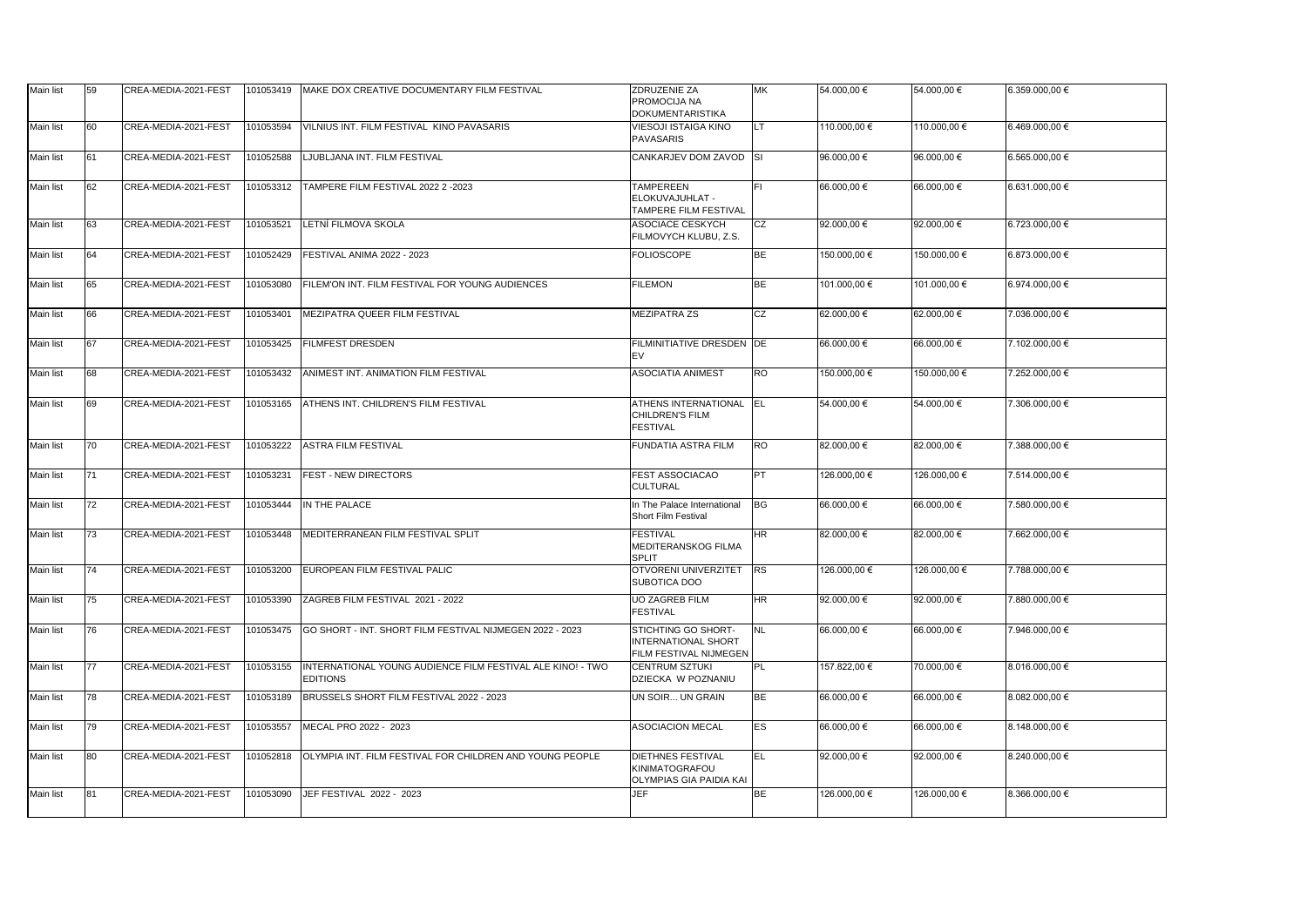| Main list | 59 | CREA-MEDIA-2021-FEST | 101053419 | MAKE DOX CREATIVE DOCUMENTARY FILM FESTIVAL | ZDRUZENIE ZA PROMOCIJA NA DOKUMENTARISTIKA | MK | 54.000,00 € | 54.000,00 € | 6.359.000,00 € |
|---|---|---|---|---|---|---|---|---|---|
| Main list | 60 | CREA-MEDIA-2021-FEST | 101053594 | VILNIUS INT. FILM FESTIVAL KINO PAVASARIS | VIESOJI ISTAIGA KINO PAVASARIS | LT | 110.000,00 € | 110.000,00 € | 6.469.000,00 € |
| Main list | 61 | CREA-MEDIA-2021-FEST | 101052588 | LJUBLJANA INT. FILM FESTIVAL | CANKARJEV DOM ZAVOD | SI | 96.000,00 € | 96.000,00 € | 6.565.000,00 € |
| Main list | 62 | CREA-MEDIA-2021-FEST | 101053312 | TAMPERE FILM FESTIVAL 2022 2 -2023 | TAMPEREEN ELOKUVAJUHLAT - TAMPERE FILM FESTIVAL | FI | 66.000,00 € | 66.000,00 € | 6.631.000,00 € |
| Main list | 63 | CREA-MEDIA-2021-FEST | 101053521 | LETNÍ FILMOVA SKOLA | ASOCIACE CESKYCH FILMOVYCH KLUBU, Z.S. | CZ | 92.000,00 € | 92.000,00 € | 6.723.000,00 € |
| Main list | 64 | CREA-MEDIA-2021-FEST | 101052429 | FESTIVAL ANIMA 2022 - 2023 | FOLIOSCOPE | BE | 150.000,00 € | 150.000,00 € | 6.873.000,00 € |
| Main list | 65 | CREA-MEDIA-2021-FEST | 101053080 | FILEM'ON INT. FILM FESTIVAL FOR YOUNG AUDIENCES | FILEMON | BE | 101.000,00 € | 101.000,00 € | 6.974.000,00 € |
| Main list | 66 | CREA-MEDIA-2021-FEST | 101053401 | MEZIPATRA QUEER FILM FESTIVAL | MEZIPATRA ZS | CZ | 62.000,00 € | 62.000,00 € | 7.036.000,00 € |
| Main list | 67 | CREA-MEDIA-2021-FEST | 101053425 | FILMFEST DRESDEN | FILMINITIATIVE DRESDEN EV | DE | 66.000,00 € | 66.000,00 € | 7.102.000,00 € |
| Main list | 68 | CREA-MEDIA-2021-FEST | 101053432 | ANIMEST INT. ANIMATION FILM FESTIVAL | ASOCIATIA ANIMEST | RO | 150.000,00 € | 150.000,00 € | 7.252.000,00 € |
| Main list | 69 | CREA-MEDIA-2021-FEST | 101053165 | ATHENS INT. CHILDREN'S FILM FESTIVAL | ATHENS INTERNATIONAL CHILDREN'S FILM FESTIVAL | EL | 54.000,00 € | 54.000,00 € | 7.306.000,00 € |
| Main list | 70 | CREA-MEDIA-2021-FEST | 101053222 | ASTRA FILM FESTIVAL | FUNDATIA ASTRA FILM | RO | 82.000,00 € | 82.000,00 € | 7.388.000,00 € |
| Main list | 71 | CREA-MEDIA-2021-FEST | 101053231 | FEST - NEW DIRECTORS | FEST ASSOCIACAO CULTURAL | PT | 126.000,00 € | 126.000,00 € | 7.514.000,00 € |
| Main list | 72 | CREA-MEDIA-2021-FEST | 101053444 | IN THE PALACE | In The Palace International Short Film Festival | BG | 66.000,00 € | 66.000,00 € | 7.580.000,00 € |
| Main list | 73 | CREA-MEDIA-2021-FEST | 101053448 | MEDITERRANEAN FILM FESTIVAL SPLIT | FESTIVAL MEDITERANSKOG FILMA SPLIT | HR | 82.000,00 € | 82.000,00 € | 7.662.000,00 € |
| Main list | 74 | CREA-MEDIA-2021-FEST | 101053200 | EUROPEAN FILM FESTIVAL PALIC | OTVORENI UNIVERZITET SUBOTICA DOO | RS | 126.000,00 € | 126.000,00 € | 7.788.000,00 € |
| Main list | 75 | CREA-MEDIA-2021-FEST | 101053390 | ZAGREB FILM FESTIVAL 2021 - 2022 | UO ZAGREB FILM FESTIVAL | HR | 92.000,00 € | 92.000,00 € | 7.880.000,00 € |
| Main list | 76 | CREA-MEDIA-2021-FEST | 101053475 | GO SHORT - INT. SHORT FILM FESTIVAL NIJMEGEN 2022 - 2023 | STICHTING GO SHORT-INTERNATIONAL SHORT FILM FESTIVAL NIJMEGEN | NL | 66.000,00 € | 66.000,00 € | 7.946.000,00 € |
| Main list | 77 | CREA-MEDIA-2021-FEST | 101053155 | INTERNATIONAL YOUNG AUDIENCE FILM FESTIVAL ALE KINO! - TWO EDITIONS | CENTRUM SZTUKI DZIECKA W POZNANIU | PL | 157.822,00 € | 70.000,00 € | 8.016.000,00 € |
| Main list | 78 | CREA-MEDIA-2021-FEST | 101053189 | BRUSSELS SHORT FILM FESTIVAL 2022 - 2023 | UN SOIR... UN GRAIN | BE | 66.000,00 € | 66.000,00 € | 8.082.000,00 € |
| Main list | 79 | CREA-MEDIA-2021-FEST | 101053557 | MECAL PRO 2022 - 2023 | ASOCIACION MECAL | ES | 66.000,00 € | 66.000,00 € | 8.148.000,00 € |
| Main list | 80 | CREA-MEDIA-2021-FEST | 101052818 | OLYMPIA INT. FILM FESTIVAL FOR CHILDREN AND YOUNG PEOPLE | DIETHNES FESTIVAL KINIMATOGRAFOU OLYMPIAS GIA PAIDIA KAI | EL | 92.000,00 € | 92.000,00 € | 8.240.000,00 € |
| Main list | 81 | CREA-MEDIA-2021-FEST | 101053090 | JEF FESTIVAL 2022 - 2023 | JEF | BE | 126.000,00 € | 126.000,00 € | 8.366.000,00 € |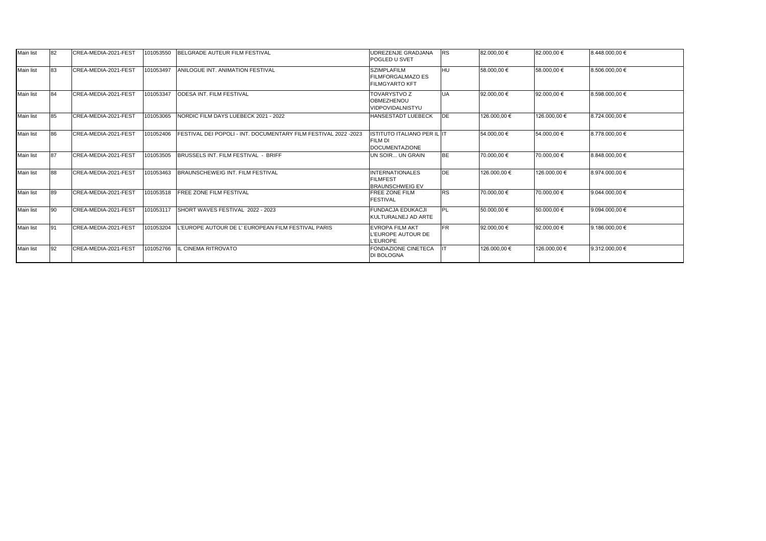| | | | | | | | | | |
|---|---|---|---|---|---|---|---|---|---|
| Main list | 82 | CREA-MEDIA-2021-FEST | 101053550 | BELGRADE AUTEUR FILM FESTIVAL | UDREZENJE GRADJANA POGLED U SVET | RS | 82.000,00 € | 82.000,00 € | 8.448.000,00 € |
| Main list | 83 | CREA-MEDIA-2021-FEST | 101053497 | ANILOGUE INT. ANIMATION FESTIVAL | SZIMPLAFILM FILMFORGALMAZO ES FILMGYARTO KFT | HU | 58.000,00 € | 58.000,00 € | 8.506.000,00 € |
| Main list | 84 | CREA-MEDIA-2021-FEST | 101053347 | ODESA INT. FILM FESTIVAL | TOVARYSTVO Z OBMEZHENOU VIDPOVIDALNISTYU | UA | 92.000,00 € | 92.000,00 € | 8.598.000,00 € |
| Main list | 85 | CREA-MEDIA-2021-FEST | 101053065 | NORDIC FILM DAYS LUEBECK 2021 - 2022 | HANSESTADT LUEBECK | DE | 126.000,00 € | 126.000,00 € | 8.724.000,00 € |
| Main list | 86 | CREA-MEDIA-2021-FEST | 101052406 | FESTIVAL DEI POPOLI - INT. DOCUMENTARY FILM FESTIVAL 2022 -2023 | ISTITUTO ITALIANO PER IL FILM DI DOCUMENTAZIONE | IT | 54.000,00 € | 54.000,00 € | 8.778.000,00 € |
| Main list | 87 | CREA-MEDIA-2021-FEST | 101053505 | BRUSSELS INT. FILM FESTIVAL - BRIFF | UN SOIR... UN GRAIN | BE | 70.000,00 € | 70.000,00 € | 8.848.000,00 € |
| Main list | 88 | CREA-MEDIA-2021-FEST | 101053463 | BRAUNSCHEWEIG INT. FILM FESTIVAL | INTERNATIONALES FILMFEST BRAUNSCHWEIG EV | DE | 126.000,00 € | 126.000,00 € | 8.974.000,00 € |
| Main list | 89 | CREA-MEDIA-2021-FEST | 101053518 | FREE ZONE FILM FESTIVAL | FREE ZONE FILM FESTIVAL | RS | 70.000,00 € | 70.000,00 € | 9.044.000,00 € |
| Main list | 90 | CREA-MEDIA-2021-FEST | 101053117 | SHORT WAVES FESTIVAL 2022 - 2023 | FUNDACJA EDUKACJI KULTURALNEJ AD ARTE | PL | 50.000,00 € | 50.000,00 € | 9.094.000,00 € |
| Main list | 91 | CREA-MEDIA-2021-FEST | 101053204 | L'EUROPE AUTOUR DE L' EUROPEAN FILM FESTIVAL PARIS | EVROPA FILM AKT L'EUROPE AUTOUR DE L'EUROPE | FR | 92.000,00 € | 92.000,00 € | 9.186.000,00 € |
| Main list | 92 | CREA-MEDIA-2021-FEST | 101052766 | IL CINEMA RITROVATO | FONDAZIONE CINETECA DI BOLOGNA | IT | 126.000,00 € | 126.000,00 € | 9.312.000,00 € |